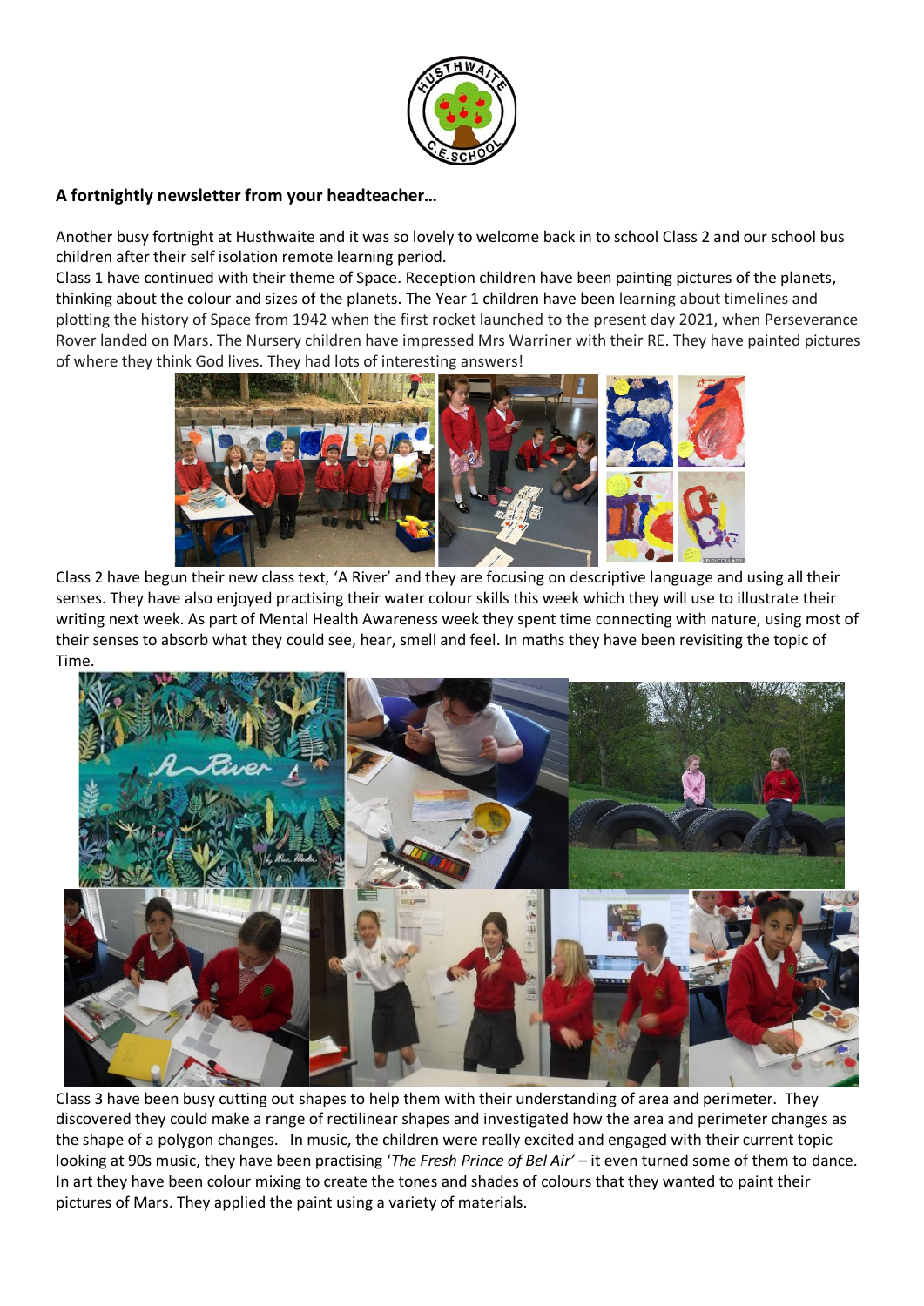**A fortnightly newsletter from your headteacher…**

Another busy fortnight at Husthwaite and it was so lovely to welcome back in to school Class 2 and our school bus children after their self isolation remote learning period.

Class 1 have continued with their theme of Space. Reception children have been painting pictures of the planets, thinking about the colour and sizes of the planets. The Year 1 children have been learning about timelines and plotting the history of Space from 1942 when the first rocket launched to the present day 2021, when Perseverance Rover landed on Mars. The Nursery children have impressed Mrs Warriner with their RE. They have painted pictures of where they think God lives. They had lots of interesting answers!

Class 2 have begun their new class text, 'A River' and they are focusing on descriptive language and using all their senses. They have also enjoyed practising their water colour skills this week which they will use to illustrate their writing next week. As part of Mental Health Awareness week they spent time connecting with nature, using most of their senses to absorb what they could see, hear, smell and feel. In maths they have been revisiting the topic of Time.

Class 3 have been busy cutting out shapes to help them with their understanding of area and perimeter. They discovered they could make a range of rectilinear shapes and investigated how the area and perimeter changes as the shape of a polygon changes. In music, the children were really excited and engaged with their current topic looking at 90s music, they have been practising '*The Fresh Prince of Bel Air*' – it even turned some of them to dance. In art they have been colour mixing to create the tones and shades of colours that they wanted to paint their pictures of Mars. They applied the paint using a variety of materials.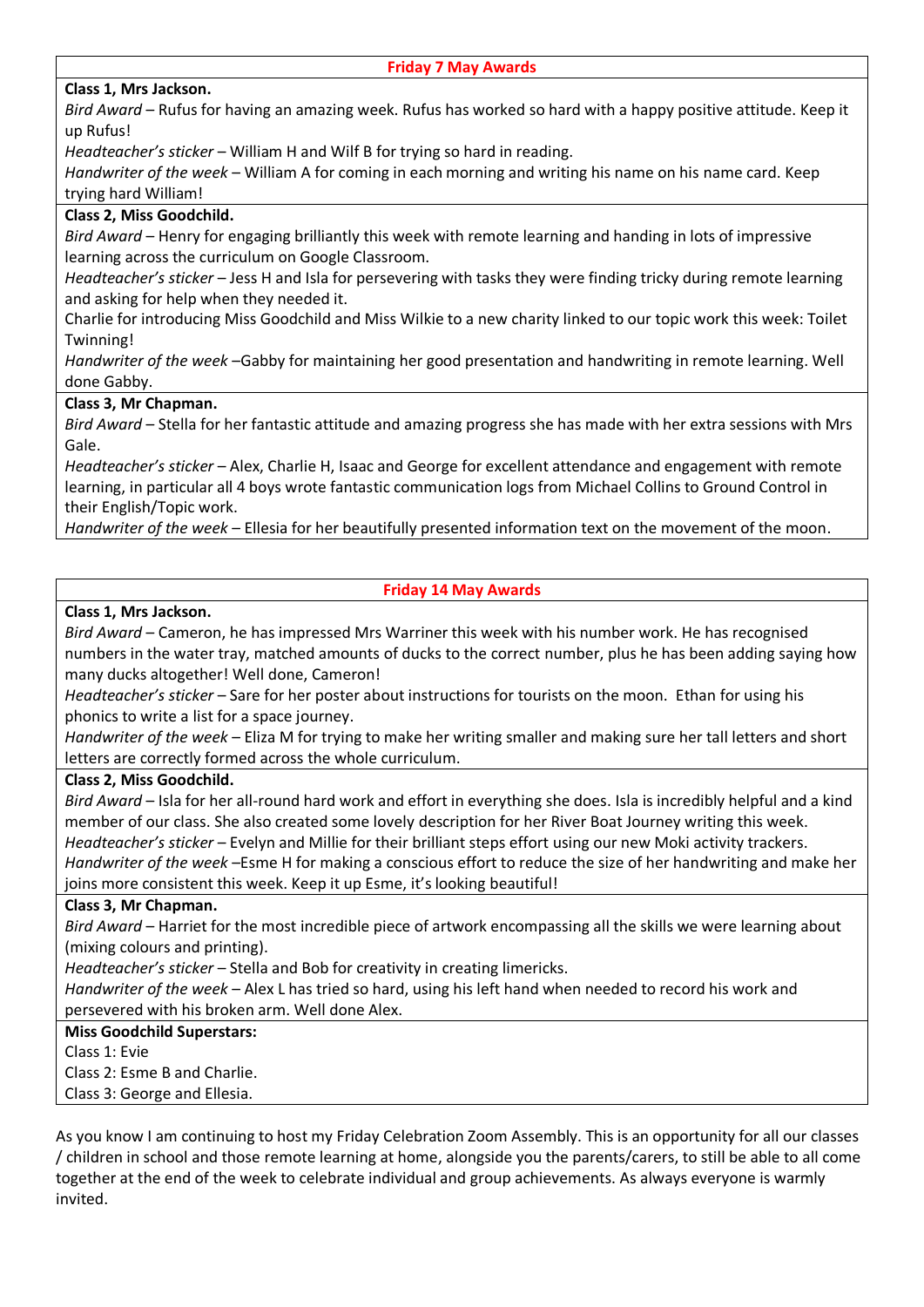## Friday 7 May Awards

**Class 1, Mrs Jackson.**

*Bird Award* – Rufus for having an amazing week. Rufus has worked so hard with a happy positive attitude. Keep it up Rufus!

*Headteacher's sticker* – William H and Wilf B for trying so hard in reading.

*Handwriter of the week* – William A for coming in each morning and writing his name on his name card. Keep trying hard William!

**Class 2, Miss Goodchild.**

*Bird Award* – Henry for engaging brilliantly this week with remote learning and handing in lots of impressive learning across the curriculum on Google Classroom.

*Headteacher's sticker* – Jess H and Isla for persevering with tasks they were finding tricky during remote learning and asking for help when they needed it.

Charlie for introducing Miss Goodchild and Miss Wilkie to a new charity linked to our topic work this week: Toilet Twinning!

*Handwriter of the week* –Gabby for maintaining her good presentation and handwriting in remote learning. Well done Gabby.

**Class 3, Mr Chapman.**

*Bird Award* – Stella for her fantastic attitude and amazing progress she has made with her extra sessions with Mrs Gale.

*Headteacher's sticker* – Alex, Charlie H, Isaac and George for excellent attendance and engagement with remote learning, in particular all 4 boys wrote fantastic communication logs from Michael Collins to Ground Control in their English/Topic work.

*Handwriter of the week* – Ellesia for her beautifully presented information text on the movement of the moon.

## Friday 14 May Awards

**Class 1, Mrs Jackson.**

*Bird Award* – Cameron, he has impressed Mrs Warriner this week with his number work. He has recognised numbers in the water tray, matched amounts of ducks to the correct number, plus he has been adding saying how many ducks altogether! Well done, Cameron!

*Headteacher's sticker* – Sare for her poster about instructions for tourists on the moon. Ethan for using his phonics to write a list for a space journey.

*Handwriter of the week* – Eliza M for trying to make her writing smaller and making sure her tall letters and short letters are correctly formed across the whole curriculum.

**Class 2, Miss Goodchild.**

*Bird Award* – Isla for her all-round hard work and effort in everything she does. Isla is incredibly helpful and a kind member of our class. She also created some lovely description for her River Boat Journey writing this week.

*Headteacher's sticker* – Evelyn and Millie for their brilliant steps effort using our new Moki activity trackers.

*Handwriter of the week* –Esme H for making a conscious effort to reduce the size of her handwriting and make her joins more consistent this week. Keep it up Esme, it's looking beautiful!

**Class 3, Mr Chapman.**

*Bird Award* – Harriet for the most incredible piece of artwork encompassing all the skills we were learning about (mixing colours and printing).

*Headteacher's sticker* – Stella and Bob for creativity in creating limericks.

*Handwriter of the week* – Alex L has tried so hard, using his left hand when needed to record his work and persevered with his broken arm. Well done Alex.

**Miss Goodchild Superstars:**

Class 1: Evie

Class 2: Esme B and Charlie.

Class 3: George and Ellesia.

As you know I am continuing to host my Friday Celebration Zoom Assembly. This is an opportunity for all our classes / children in school and those remote learning at home, alongside you the parents/carers, to still be able to all come together at the end of the week to celebrate individual and group achievements. As always everyone is warmly invited.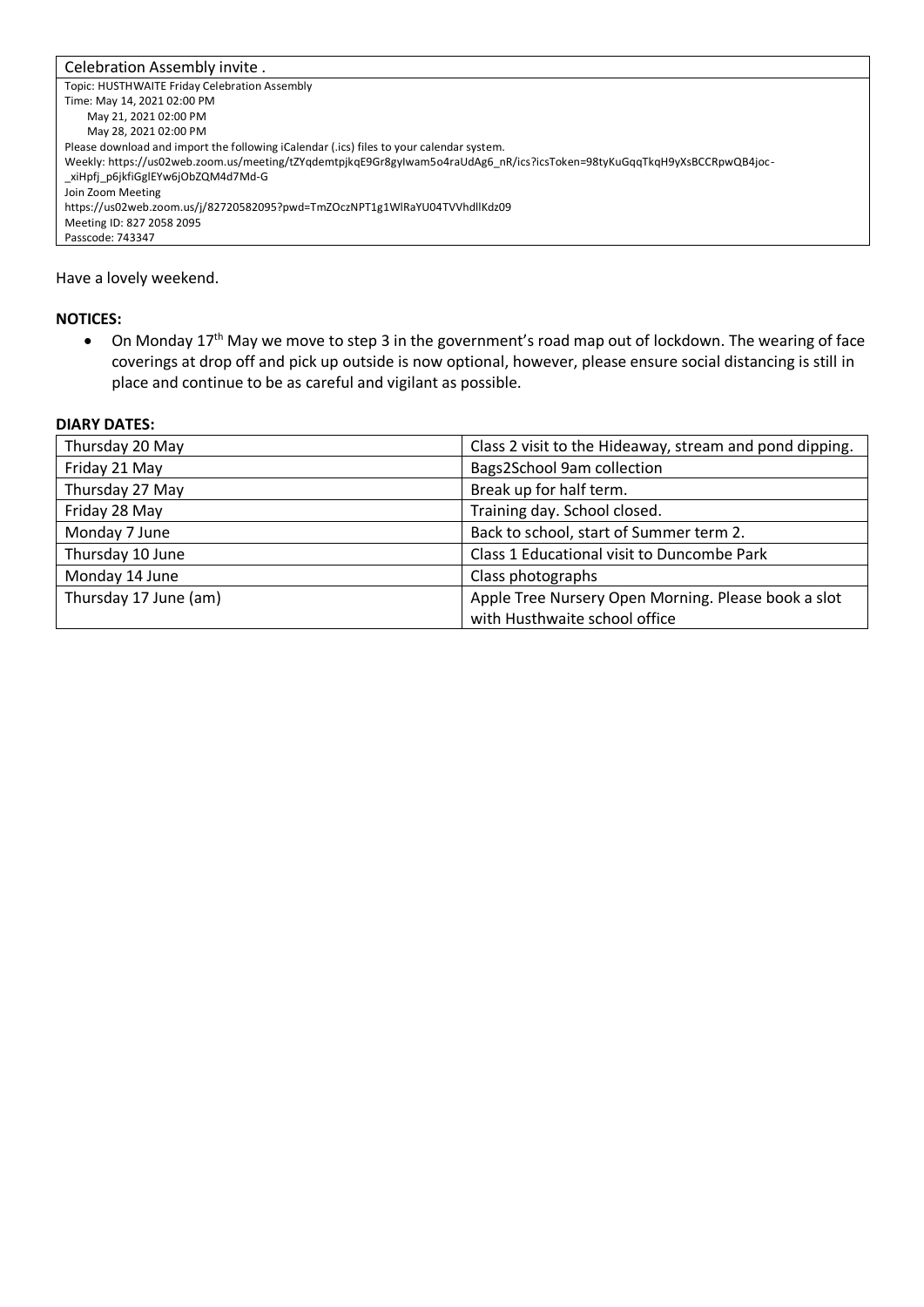| Celebration Assembly invite . |
| --- |
| Topic: HUSTHWAITE Friday Celebration Assembly<br>Time: May 14, 2021 02:00 PM<br>May 21, 2021 02:00 PM<br>May 28, 2021 02:00 PM<br>Please download and import the following iCalendar (.ics) files to your calendar system.<br>Weekly: https://us02web.zoom.us/meeting/tZYqdemtpjkqE9Gr8gyIwam5o4raUdAg6_nR/ics?icsToken=98tyKuGqqTkqH9yXsBCCRpwQB4joc-_xiHpfj_p6jkfiGglEYw6jObZQM4d7Md-G<br>Join Zoom Meeting<br>https://us02web.zoom.us/j/82720582095?pwd=TmZOczNPT1g1WlRaYU04TVVhdllKdz09<br>Meeting ID: 827 2058 2095<br>Passcode: 743347 |

Have a lovely weekend.

**NOTICES:**

- On Monday 17th May we move to step 3 in the government's road map out of lockdown. The wearing of face coverings at drop off and pick up outside is now optional, however, please ensure social distancing is still in place and continue to be as careful and vigilant as possible.

**DIARY DATES:**

| | |
| --- | --- |
| Thursday 20 May | Class 2 visit to the Hideaway, stream and pond dipping. |
| Friday 21 May | Bags2School 9am collection |
| Thursday 27 May | Break up for half term. |
| Friday 28 May | Training day. School closed. |
| Monday 7 June | Back to school, start of Summer term 2. |
| Thursday 10 June | Class 1 Educational visit to Duncombe Park |
| Monday 14 June | Class photographs |
| Thursday 17 June (am) | Apple Tree Nursery Open Morning. Please book a slot with Husthwaite school office |